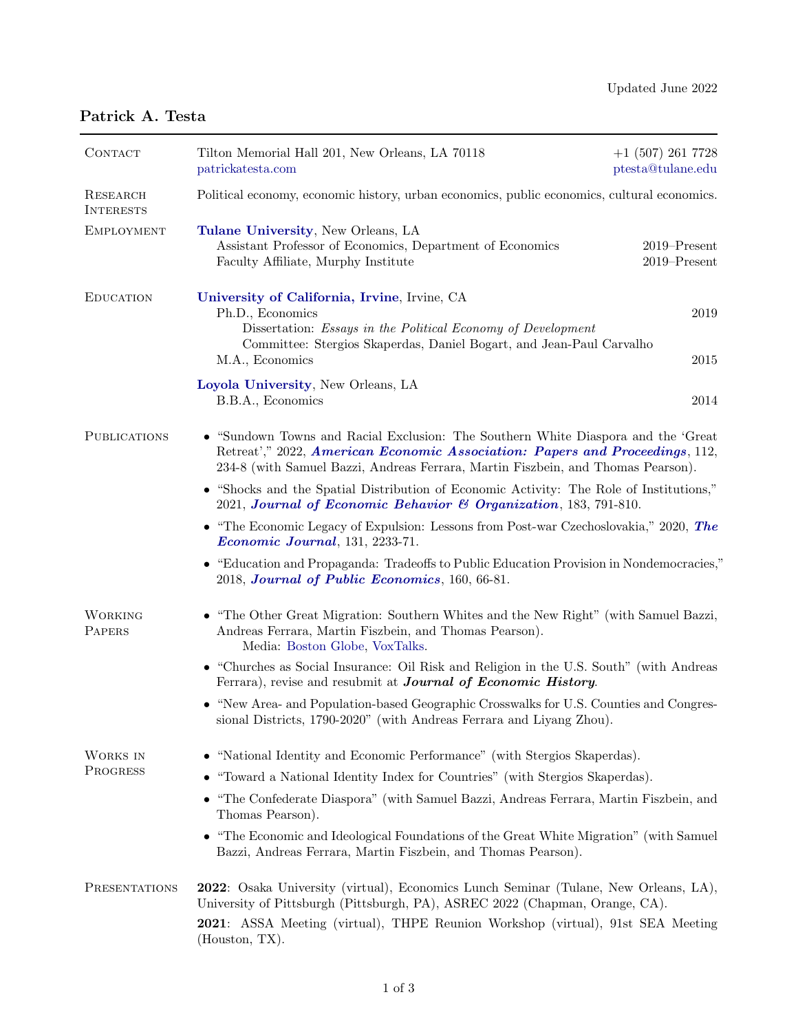Updated June 2022

# Patrick A. Testa

## Contact

Tilton Memorial Hall 201, New Orleans, LA 70118 — +1 (507) 261 7728
patrickatesta.com — ptesta@tulane.edu

## Research Interests

Political economy, economic history, urban economics, public economics, cultural economics.

## Employment

**Tulane University**, New Orleans, LA
- Assistant Professor of Economics, Department of Economics — 2019–Present
- Faculty Affiliate, Murphy Institute — 2019–Present

## Education

**University of California, Irvine**, Irvine, CA
- Ph.D., Economics — 2019
  - Dissertation: *Essays in the Political Economy of Development*
  - Committee: Stergios Skaperdas, Daniel Bogart, and Jean-Paul Carvalho
- M.A., Economics — 2015

**Loyola University**, New Orleans, LA
- B.B.A., Economics — 2014

## Publications

- "Sundown Towns and Racial Exclusion: The Southern White Diaspora and the 'Great Retreat'," 2022, ***American Economic Association: Papers and Proceedings***, 112, 234-8 (with Samuel Bazzi, Andreas Ferrara, Martin Fiszbein, and Thomas Pearson).
- "Shocks and the Spatial Distribution of Economic Activity: The Role of Institutions," 2021, ***Journal of Economic Behavior & Organization***, 183, 791-810.
- "The Economic Legacy of Expulsion: Lessons from Post-war Czechoslovakia," 2020, ***The Economic Journal***, 131, 2233-71.
- "Education and Propaganda: Tradeoffs to Public Education Provision in Nondemocracies," 2018, ***Journal of Public Economics***, 160, 66-81.

## Working Papers

- "The Other Great Migration: Southern Whites and the New Right" (with Samuel Bazzi, Andreas Ferrara, Martin Fiszbein, and Thomas Pearson).
  Media: Boston Globe, VoxTalks.
- "Churches as Social Insurance: Oil Risk and Religion in the U.S. South" (with Andreas Ferrara), revise and resubmit at ***Journal of Economic History***.
- "New Area- and Population-based Geographic Crosswalks for U.S. Counties and Congressional Districts, 1790-2020" (with Andreas Ferrara and Liyang Zhou).

## Works in Progress

- "National Identity and Economic Performance" (with Stergios Skaperdas).
- "Toward a National Identity Index for Countries" (with Stergios Skaperdas).
- "The Confederate Diaspora" (with Samuel Bazzi, Andreas Ferrara, Martin Fiszbein, and Thomas Pearson).
- "The Economic and Ideological Foundations of the Great White Migration" (with Samuel Bazzi, Andreas Ferrara, Martin Fiszbein, and Thomas Pearson).

## Presentations

**2022**: Osaka University (virtual), Economics Lunch Seminar (Tulane, New Orleans, LA), University of Pittsburgh (Pittsburgh, PA), ASREC 2022 (Chapman, Orange, CA).

**2021**: ASSA Meeting (virtual), THPE Reunion Workshop (virtual), 91st SEA Meeting (Houston, TX).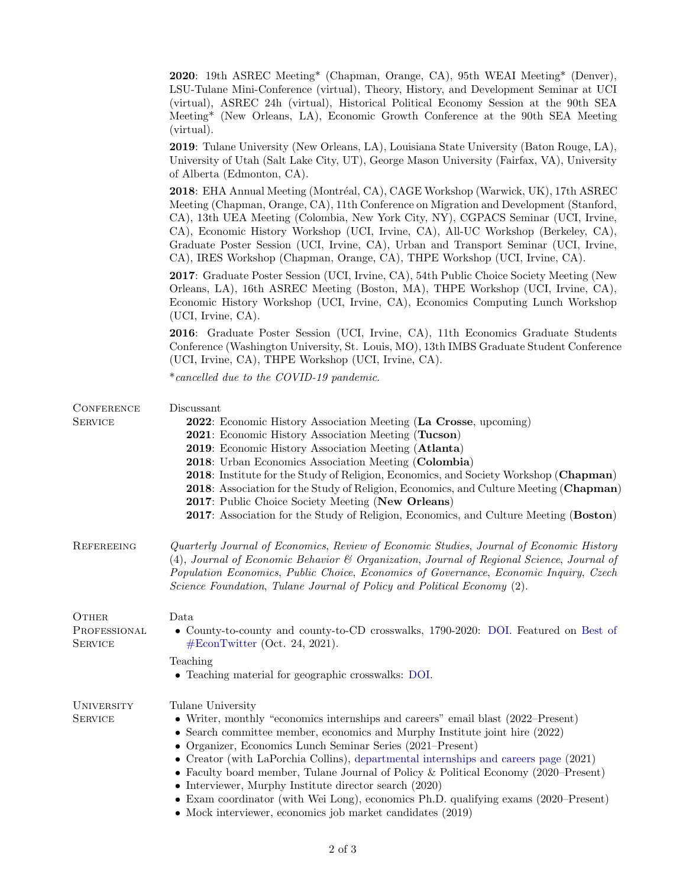**2020**: 19th ASREC Meeting* (Chapman, Orange, CA), 95th WEAI Meeting* (Denver), LSU-Tulane Mini-Conference (virtual), Theory, History, and Development Seminar at UCI (virtual), ASREC 24h (virtual), Historical Political Economy Session at the 90th SEA Meeting* (New Orleans, LA), Economic Growth Conference at the 90th SEA Meeting (virtual).

**2019**: Tulane University (New Orleans, LA), Louisiana State University (Baton Rouge, LA), University of Utah (Salt Lake City, UT), George Mason University (Fairfax, VA), University of Alberta (Edmonton, CA).

**2018**: EHA Annual Meeting (Montréal, CA), CAGE Workshop (Warwick, UK), 17th ASREC Meeting (Chapman, Orange, CA), 11th Conference on Migration and Development (Stanford, CA), 13th UEA Meeting (Colombia, New York City, NY), CGPACS Seminar (UCI, Irvine, CA), Economic History Workshop (UCI, Irvine, CA), All-UC Workshop (Berkeley, CA), Graduate Poster Session (UCI, Irvine, CA), Urban and Transport Seminar (UCI, Irvine, CA), IRES Workshop (Chapman, Orange, CA), THPE Workshop (UCI, Irvine, CA).

**2017**: Graduate Poster Session (UCI, Irvine, CA), 54th Public Choice Society Meeting (New Orleans, LA), 16th ASREC Meeting (Boston, MA), THPE Workshop (UCI, Irvine, CA), Economic History Workshop (UCI, Irvine, CA), Economics Computing Lunch Workshop (UCI, Irvine, CA).

**2016**: Graduate Poster Session (UCI, Irvine, CA), 11th Economics Graduate Students Conference (Washington University, St. Louis, MO), 13th IMBS Graduate Student Conference (UCI, Irvine, CA), THPE Workshop (UCI, Irvine, CA).

**cancelled due to the COVID-19 pandemic.*

## Conference Service

Discussant

- **2022**: Economic History Association Meeting (**La Crosse**, upcoming)
- **2021**: Economic History Association Meeting (**Tucson**)
- **2019**: Economic History Association Meeting (**Atlanta**)
- **2018**: Urban Economics Association Meeting (**Colombia**)
- **2018**: Institute for the Study of Religion, Economics, and Society Workshop (**Chapman**)
- **2018**: Association for the Study of Religion, Economics, and Culture Meeting (**Chapman**)
- **2017**: Public Choice Society Meeting (**New Orleans**)
- **2017**: Association for the Study of Religion, Economics, and Culture Meeting (**Boston**)

## Refereeing

*Quarterly Journal of Economics*, *Review of Economic Studies*, *Journal of Economic History* (4), *Journal of Economic Behavior & Organization*, *Journal of Regional Science*, *Journal of Population Economics*, *Public Choice*, *Economics of Governance*, *Economic Inquiry*, *Czech Science Foundation*, *Tulane Journal of Policy and Political Economy* (2).

## Other Professional Service

Data

- County-to-county and county-to-CD crosswalks, 1790-2020: DOI. Featured on Best of #EconTwitter (Oct. 24, 2021).

Teaching

- Teaching material for geographic crosswalks: DOI.

## University Service

Tulane University

- Writer, monthly "economics internships and careers" email blast (2022–Present)
- Search committee member, economics and Murphy Institute joint hire (2022)
- Organizer, Economics Lunch Seminar Series (2021–Present)
- Creator (with LaPorchia Collins), departmental internships and careers page (2021)
- Faculty board member, Tulane Journal of Policy & Political Economy (2020–Present)
- Interviewer, Murphy Institute director search (2020)
- Exam coordinator (with Wei Long), economics Ph.D. qualifying exams (2020–Present)
- Mock interviewer, economics job market candidates (2019)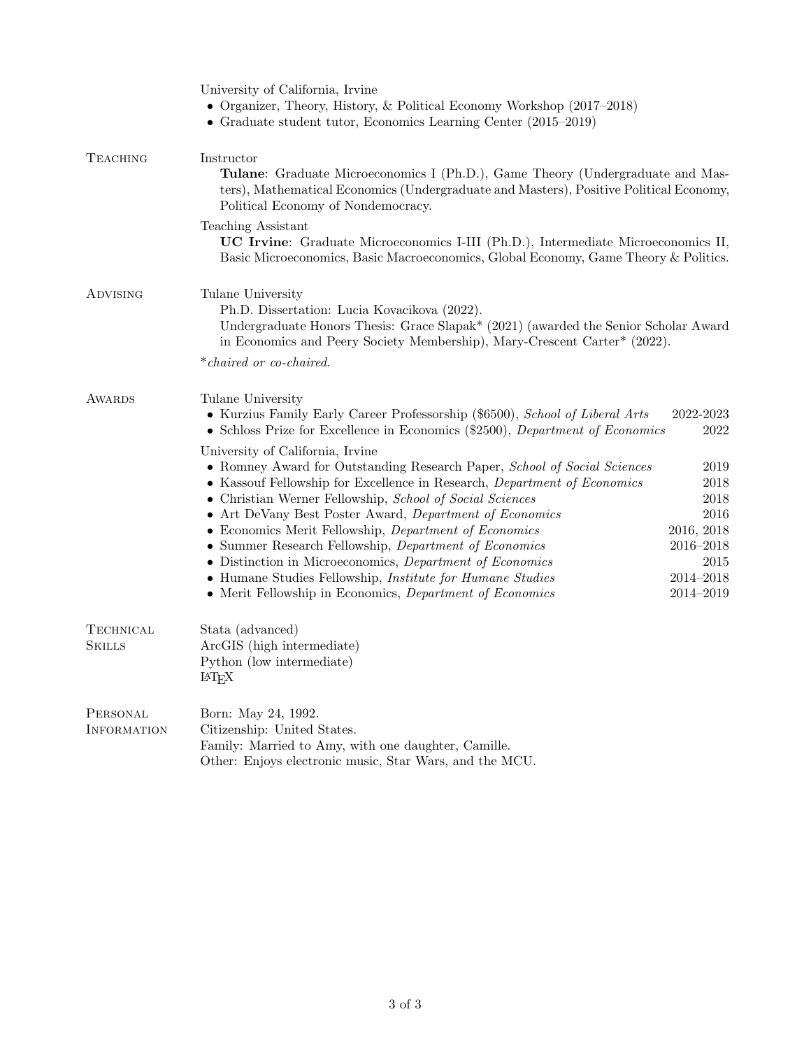University of California, Irvine

- Organizer, Theory, History, & Political Economy Workshop (2017–2018)
- Graduate student tutor, Economics Learning Center (2015–2019)

## Teaching

Instructor

**Tulane**: Graduate Microeconomics I (Ph.D.), Game Theory (Undergraduate and Masters), Mathematical Economics (Undergraduate and Masters), Positive Political Economy, Political Economy of Nondemocracy.

Teaching Assistant

**UC Irvine**: Graduate Microeconomics I-III (Ph.D.), Intermediate Microeconomics II, Basic Microeconomics, Basic Macroeconomics, Global Economy, Game Theory & Politics.

## Advising

Tulane University

Ph.D. Dissertation: Lucia Kovacikova (2022).

Undergraduate Honors Thesis: Grace Slapak* (2021) (awarded the Senior Scholar Award in Economics and Peery Society Membership), Mary-Crescent Carter* (2022).

**chaired or co-chaired.*

## Awards

Tulane University

- Kurzius Family Early Career Professorship ($6500), *School of Liberal Arts* — 2022-2023
- Schloss Prize for Excellence in Economics ($2500), *Department of Economics* — 2022

University of California, Irvine

- Romney Award for Outstanding Research Paper, *School of Social Sciences* — 2019
- Kassouf Fellowship for Excellence in Research, *Department of Economics* — 2018
- Christian Werner Fellowship, *School of Social Sciences* — 2018
- Art DeVany Best Poster Award, *Department of Economics* — 2016
- Economics Merit Fellowship, *Department of Economics* — 2016, 2018
- Summer Research Fellowship, *Department of Economics* — 2016–2018
- Distinction in Microeconomics, *Department of Economics* — 2015
- Humane Studies Fellowship, *Institute for Humane Studies* — 2014–2018
- Merit Fellowship in Economics, *Department of Economics* — 2014–2019

## Technical Skills

Stata (advanced)
ArcGIS (high intermediate)
Python (low intermediate)
LaTeX

## Personal Information

Born: May 24, 1992.
Citizenship: United States.
Family: Married to Amy, with one daughter, Camille.
Other: Enjoys electronic music, Star Wars, and the MCU.